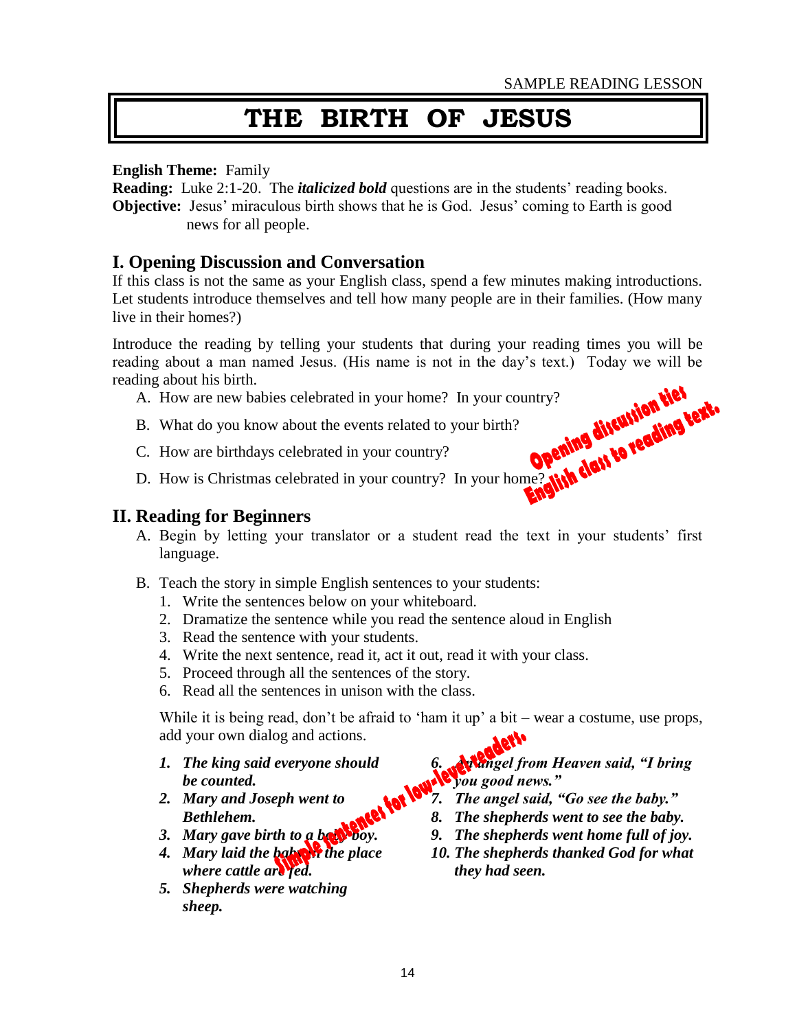SAMPLE READING LESSON

# THE BIRTH OF JESUS

**English Theme:** Family
**Reading:** Luke 2:1-20. The ***italicized bold*** questions are in the students' reading books.
**Objective:** Jesus' miraculous birth shows that he is God. Jesus' coming to Earth is good news for all people.

## I. Opening Discussion and Conversation

If this class is not the same as your English class, spend a few minutes making introductions. Let students introduce themselves and tell how many people are in their families. (How many live in their homes?)

Introduce the reading by telling your students that during your reading times you will be reading about a man named Jesus. (His name is not in the day's text.) Today we will be reading about his birth.

A. How are new babies celebrated in your home? In your country?

B. What do you know about the events related to your birth?

C. How are birthdays celebrated in your country?

D. How is Christmas celebrated in your country? In your home?

Opening discussion ties English class to reading text.

## II. Reading for Beginners

A. Begin by letting your translator or a student read the text in your students' first language.

B. Teach the story in simple English sentences to your students:
   1. Write the sentences below on your whiteboard.
   2. Dramatize the sentence while you read the sentence aloud in English
   3. Read the sentence with your students.
   4. Write the next sentence, read it, act it out, read it with your class.
   5. Proceed through all the sentences of the story.
   6. Read all the sentences in unison with the class.

   While it is being read, don't be afraid to 'ham it up' a bit – wear a costume, use props, add your own dialog and actions.

Simple sentences for low-level readers.

1. ***The king said everyone should be counted.***
2. ***Mary and Joseph went to Bethlehem.***
3. ***Mary gave birth to a baby boy.***
4. ***Mary laid the baby in the place where cattle are fed.***
5. ***Shepherds were watching sheep.***
6. ***An angel from Heaven said, "I bring you good news."***
7. ***The angel said, "Go see the baby."***
8. ***The shepherds went to see the baby.***
9. ***The shepherds went home full of joy.***
10. ***The shepherds thanked God for what they had seen.***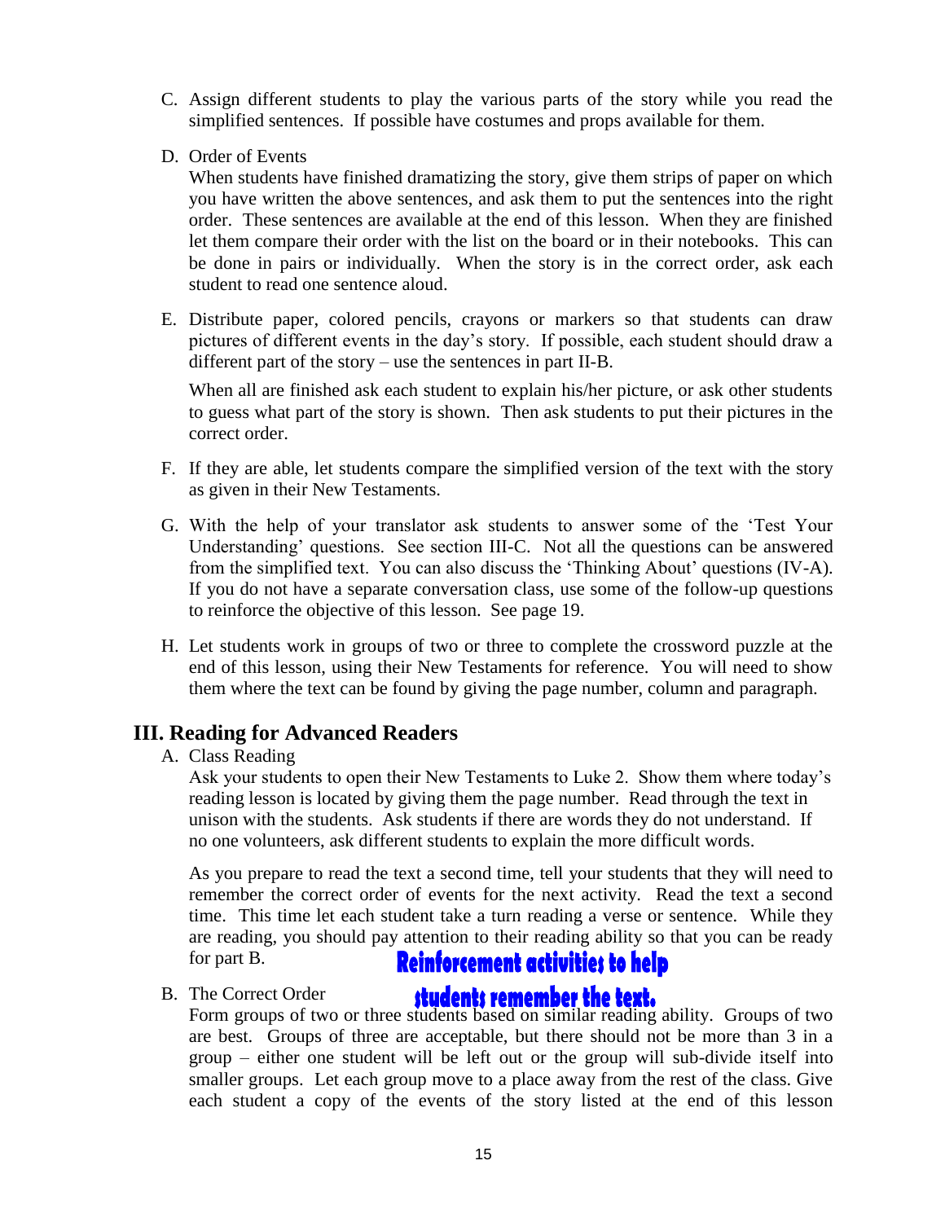C. Assign different students to play the various parts of the story while you read the simplified sentences. If possible have costumes and props available for them.

D. Order of Events

When students have finished dramatizing the story, give them strips of paper on which you have written the above sentences, and ask them to put the sentences into the right order. These sentences are available at the end of this lesson. When they are finished let them compare their order with the list on the board or in their notebooks. This can be done in pairs or individually. When the story is in the correct order, ask each student to read one sentence aloud.

E. Distribute paper, colored pencils, crayons or markers so that students can draw pictures of different events in the day's story. If possible, each student should draw a different part of the story – use the sentences in part II-B.

When all are finished ask each student to explain his/her picture, or ask other students to guess what part of the story is shown. Then ask students to put their pictures in the correct order.

F. If they are able, let students compare the simplified version of the text with the story as given in their New Testaments.

G. With the help of your translator ask students to answer some of the 'Test Your Understanding' questions. See section III-C. Not all the questions can be answered from the simplified text. You can also discuss the 'Thinking About' questions (IV-A). If you do not have a separate conversation class, use some of the follow-up questions to reinforce the objective of this lesson. See page 19.

H. Let students work in groups of two or three to complete the crossword puzzle at the end of this lesson, using their New Testaments for reference. You will need to show them where the text can be found by giving the page number, column and paragraph.

## III. Reading for Advanced Readers

A. Class Reading

Ask your students to open their New Testaments to Luke 2. Show them where today's reading lesson is located by giving them the page number. Read through the text in unison with the students. Ask students if there are words they do not understand. If no one volunteers, ask different students to explain the more difficult words.

As you prepare to read the text a second time, tell your students that they will need to remember the correct order of events for the next activity. Read the text a second time. This time let each student take a turn reading a verse or sentence. While they are reading, you should pay attention to their reading ability so that you can be ready for part B.

**Reinforcement activities to help students remember the text.**

B. The Correct Order

Form groups of two or three students based on similar reading ability. Groups of two are best. Groups of three are acceptable, but there should not be more than 3 in a group – either one student will be left out or the group will sub-divide itself into smaller groups. Let each group move to a place away from the rest of the class. Give each student a copy of the events of the story listed at the end of this lesson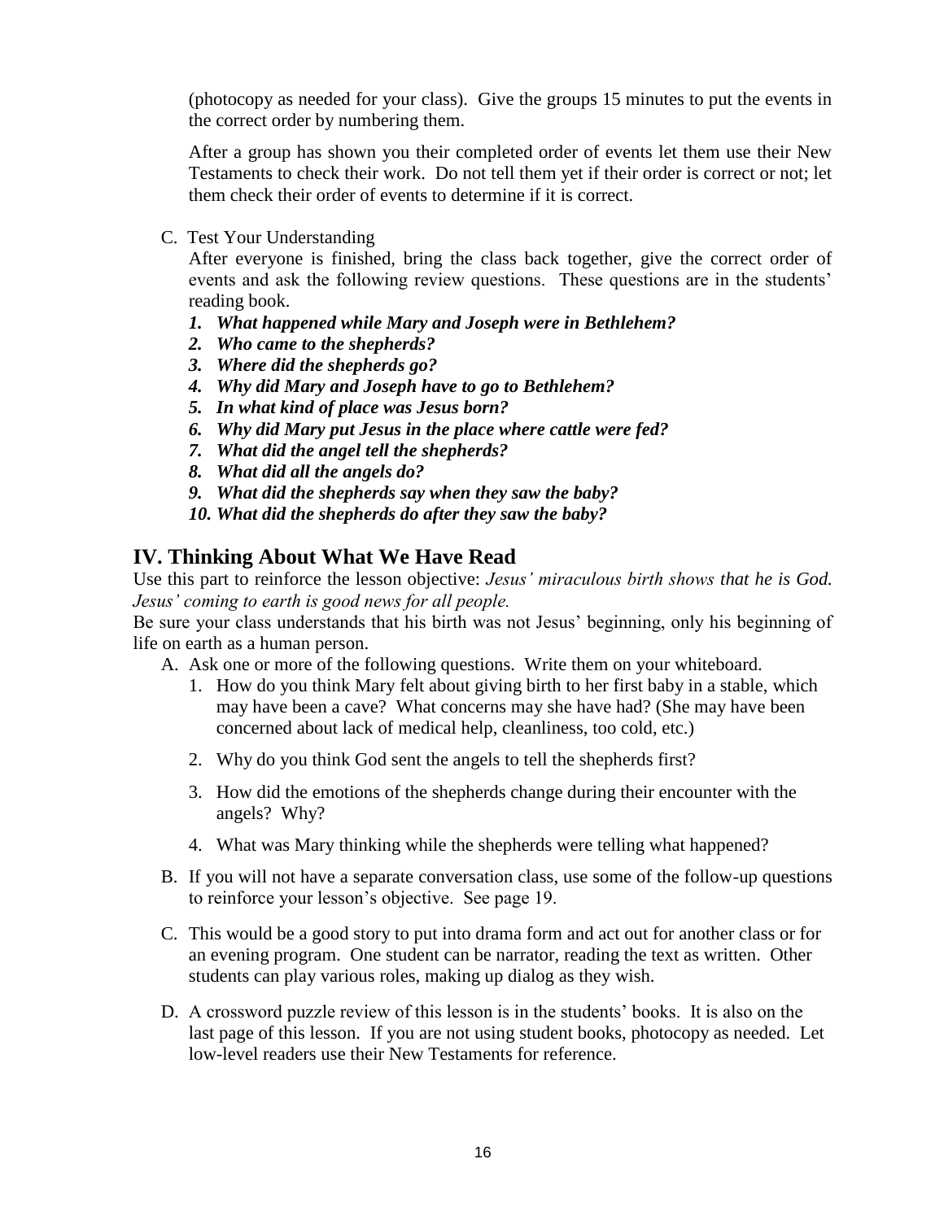(photocopy as needed for your class). Give the groups 15 minutes to put the events in the correct order by numbering them.

After a group has shown you their completed order of events let them use their New Testaments to check their work. Do not tell them yet if their order is correct or not; let them check their order of events to determine if it is correct.

C. Test Your Understanding

After everyone is finished, bring the class back together, give the correct order of events and ask the following review questions. These questions are in the students' reading book.

1. ***What happened while Mary and Joseph were in Bethlehem?***
2. ***Who came to the shepherds?***
3. ***Where did the shepherds go?***
4. ***Why did Mary and Joseph have to go to Bethlehem?***
5. ***In what kind of place was Jesus born?***
6. ***Why did Mary put Jesus in the place where cattle were fed?***
7. ***What did the angel tell the shepherds?***
8. ***What did all the angels do?***
9. ***What did the shepherds say when they saw the baby?***
10. ***What did the shepherds do after they saw the baby?***

## IV. Thinking About What We Have Read

Use this part to reinforce the lesson objective: *Jesus' miraculous birth shows that he is God. Jesus' coming to earth is good news for all people.*

Be sure your class understands that his birth was not Jesus' beginning, only his beginning of life on earth as a human person.

A. Ask one or more of the following questions. Write them on your whiteboard.

1. How do you think Mary felt about giving birth to her first baby in a stable, which may have been a cave? What concerns may she have had? (She may have been concerned about lack of medical help, cleanliness, too cold, etc.)
2. Why do you think God sent the angels to tell the shepherds first?
3. How did the emotions of the shepherds change during their encounter with the angels? Why?
4. What was Mary thinking while the shepherds were telling what happened?

B. If you will not have a separate conversation class, use some of the follow-up questions to reinforce your lesson's objective. See page 19.

C. This would be a good story to put into drama form and act out for another class or for an evening program. One student can be narrator, reading the text as written. Other students can play various roles, making up dialog as they wish.

D. A crossword puzzle review of this lesson is in the students' books. It is also on the last page of this lesson. If you are not using student books, photocopy as needed. Let low-level readers use their New Testaments for reference.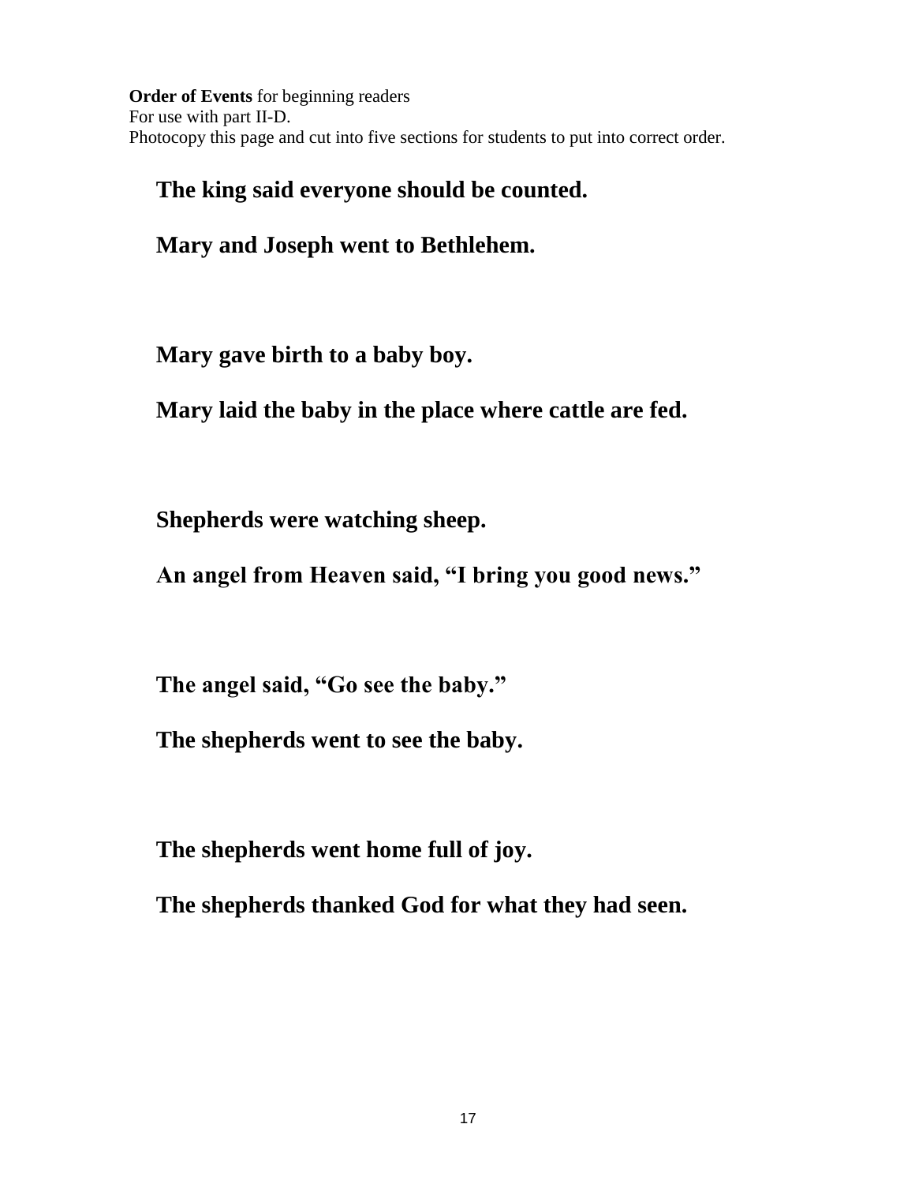**Order of Events** for beginning readers
For use with part II-D.
Photocopy this page and cut into five sections for students to put into correct order.

**The king said everyone should be counted.**

**Mary and Joseph went to Bethlehem.**

**Mary gave birth to a baby boy.**

**Mary laid the baby in the place where cattle are fed.**

**Shepherds were watching sheep.**

**An angel from Heaven said, "I bring you good news."**

**The angel said, "Go see the baby."**

**The shepherds went to see the baby.**

**The shepherds went home full of joy.**

**The shepherds thanked God for what they had seen.**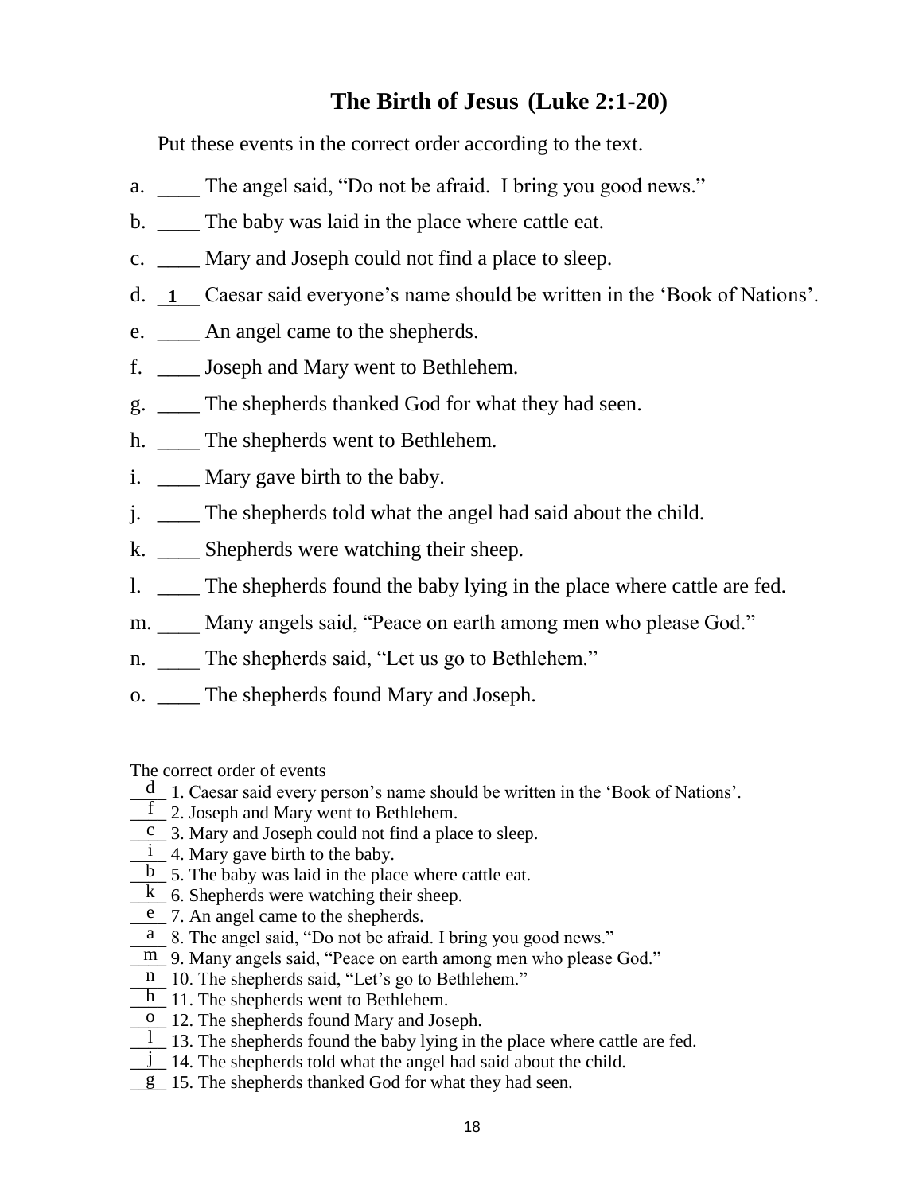# The Birth of Jesus (Luke 2:1-20)

Put these events in the correct order according to the text.

a. ____ The angel said, "Do not be afraid. I bring you good news."

b. ____ The baby was laid in the place where cattle eat.

c. ____ Mary and Joseph could not find a place to sleep.

d. __1__ Caesar said everyone's name should be written in the 'Book of Nations'.

e. ____ An angel came to the shepherds.

f. ____ Joseph and Mary went to Bethlehem.

g. ____ The shepherds thanked God for what they had seen.

h. ____ The shepherds went to Bethlehem.

i. ____ Mary gave birth to the baby.

j. ____ The shepherds told what the angel had said about the child.

k. ____ Shepherds were watching their sheep.

l. ____ The shepherds found the baby lying in the place where cattle are fed.

m. ____ Many angels said, "Peace on earth among men who please God."

n. ____ The shepherds said, "Let us go to Bethlehem."

o. ____ The shepherds found Mary and Joseph.

The correct order of events

__d__ 1. Caesar said every person's name should be written in the 'Book of Nations'.
__f__ 2. Joseph and Mary went to Bethlehem.
__c__ 3. Mary and Joseph could not find a place to sleep.
__i__ 4. Mary gave birth to the baby.
__b__ 5. The baby was laid in the place where cattle eat.
__k__ 6. Shepherds were watching their sheep.
__e__ 7. An angel came to the shepherds.
__a__ 8. The angel said, "Do not be afraid. I bring you good news."
__m__ 9. Many angels said, "Peace on earth among men who please God."
__n__ 10. The shepherds said, "Let's go to Bethlehem."
__h__ 11. The shepherds went to Bethlehem.
__o__ 12. The shepherds found Mary and Joseph.
__l__ 13. The shepherds found the baby lying in the place where cattle are fed.
__j__ 14. The shepherds told what the angel had said about the child.
__g__ 15. The shepherds thanked God for what they had seen.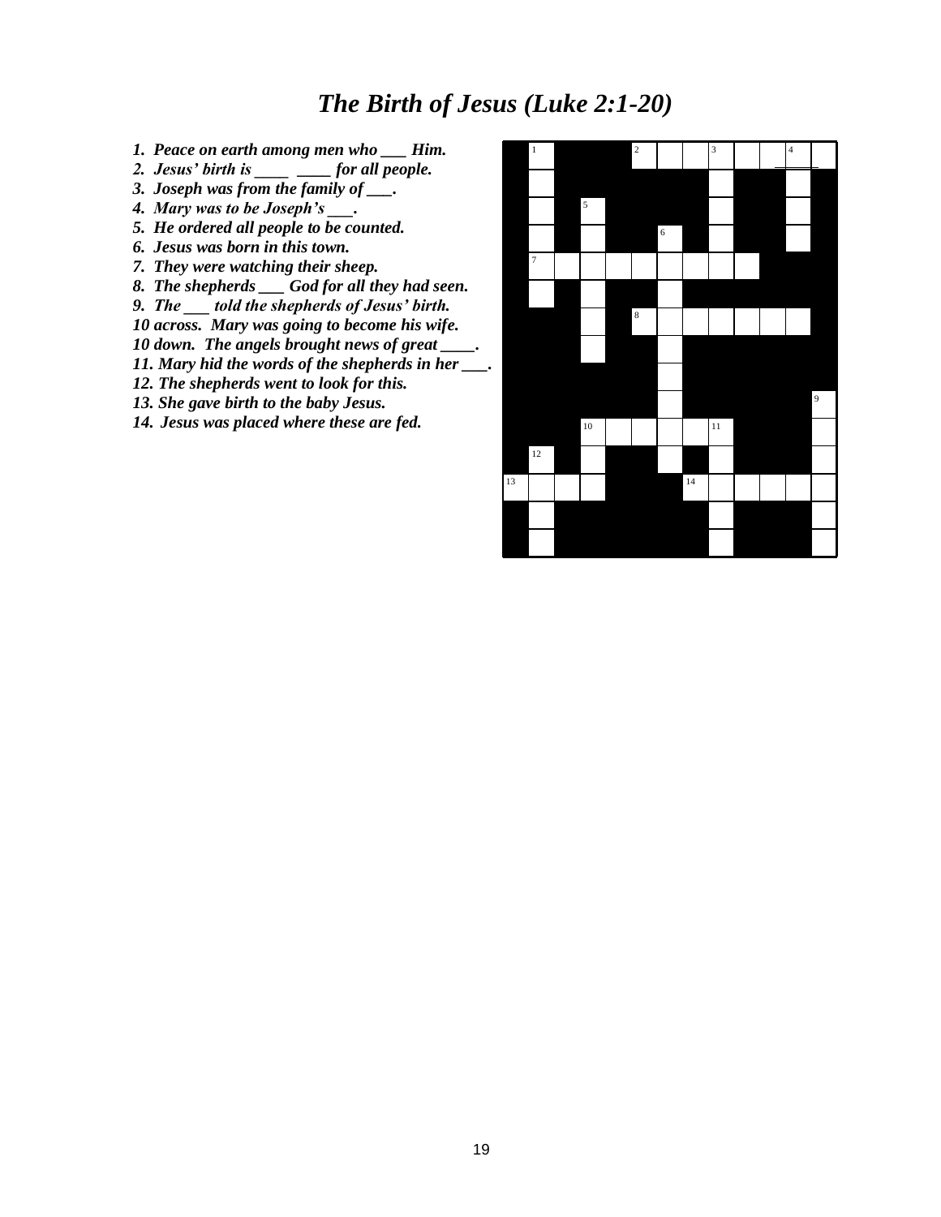# *The Birth of Jesus (Luke 2:1-20)*

***1. Peace on earth among men who \_\_\_ Him.***
***2. Jesus' birth is \_\_\_\_ \_\_\_\_ for all people.***
***3. Joseph was from the family of \_\_\_.***
***4. Mary was to be Joseph's \_\_\_.***
***5. He ordered all people to be counted.***
***6. Jesus was born in this town.***
***7. They were watching their sheep.***
***8. The shepherds \_\_\_ God for all they had seen.***
***9. The \_\_\_ told the shepherds of Jesus' birth.***
***10 across. Mary was going to become his wife.***
***10 down. The angels brought news of great \_\_\_\_.***
***11. Mary hid the words of the shepherds in her \_\_\_.***
***12. The shepherds went to look for this.***
***13. She gave birth to the baby Jesus.***
***14. Jesus was placed where these are fed.***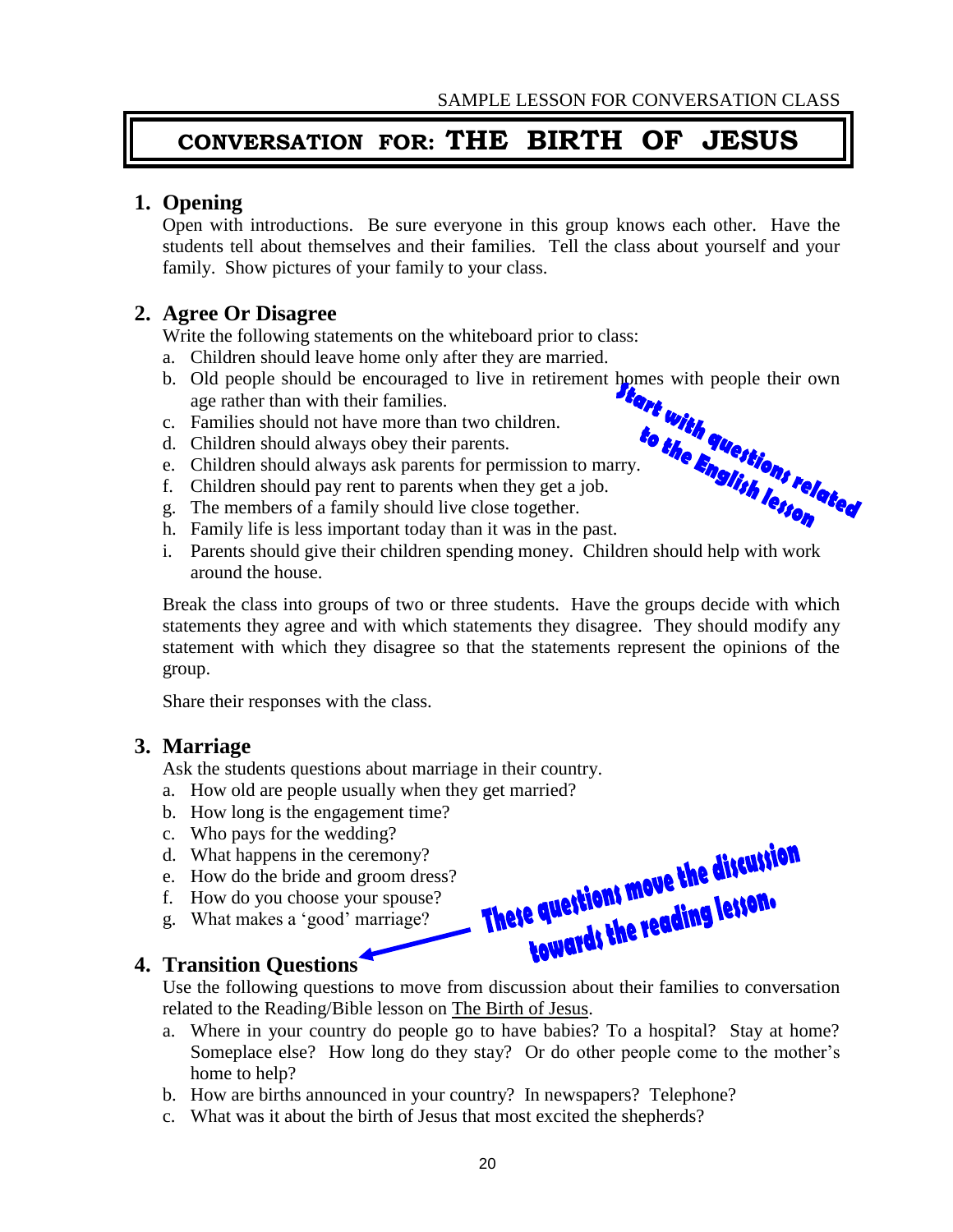SAMPLE LESSON FOR CONVERSATION CLASS

# CONVERSATION FOR: THE BIRTH OF JESUS

## 1. Opening

Open with introductions. Be sure everyone in this group knows each other. Have the students tell about themselves and their families. Tell the class about yourself and your family. Show pictures of your family to your class.

## 2. Agree Or Disagree

Write the following statements on the whiteboard prior to class:

a. Children should leave home only after they are married.
b. Old people should be encouraged to live in retirement homes with people their own age rather than with their families.
c. Families should not have more than two children.
d. Children should always obey their parents.
e. Children should always ask parents for permission to marry.
f. Children should pay rent to parents when they get a job.
g. The members of a family should live close together.
h. Family life is less important today than it was in the past.
i. Parents should give their children spending money. Children should help with work around the house.

*Start with questions related to the English lesson*

Break the class into groups of two or three students. Have the groups decide with which statements they agree and with which statements they disagree. They should modify any statement with which they disagree so that the statements represent the opinions of the group.

Share their responses with the class.

## 3. Marriage

Ask the students questions about marriage in their country.

a. How old are people usually when they get married?
b. How long is the engagement time?
c. Who pays for the wedding?
d. What happens in the ceremony?
e. How do the bride and groom dress?
f. How do you choose your spouse?
g. What makes a 'good' marriage?

*These questions move the discussion towards the reading lesson.*

## 4. Transition Questions

Use the following questions to move from discussion about their families to conversation related to the Reading/Bible lesson on The Birth of Jesus.

a. Where in your country do people go to have babies? To a hospital? Stay at home? Someplace else? How long do they stay? Or do other people come to the mother's home to help?
b. How are births announced in your country? In newspapers? Telephone?
c. What was it about the birth of Jesus that most excited the shepherds?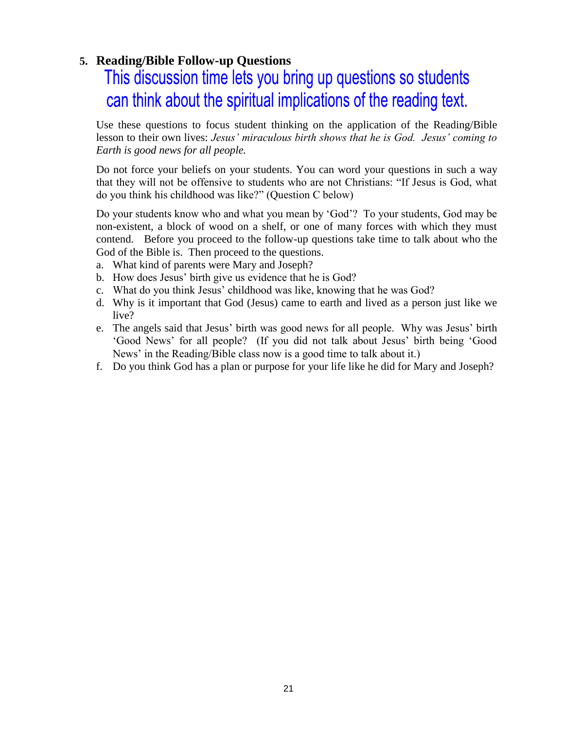## 5. Reading/Bible Follow-up Questions

This discussion time lets you bring up questions so students can think about the spiritual implications of the reading text.

Use these questions to focus student thinking on the application of the Reading/Bible lesson to their own lives: *Jesus' miraculous birth shows that he is God. Jesus' coming to Earth is good news for all people.*

Do not force your beliefs on your students. You can word your questions in such a way that they will not be offensive to students who are not Christians: "If Jesus is God, what do you think his childhood was like?" (Question C below)

Do your students know who and what you mean by 'God'? To your students, God may be non-existent, a block of wood on a shelf, or one of many forces with which they must contend. Before you proceed to the follow-up questions take time to talk about who the God of the Bible is. Then proceed to the questions.

a. What kind of parents were Mary and Joseph?
b. How does Jesus' birth give us evidence that he is God?
c. What do you think Jesus' childhood was like, knowing that he was God?
d. Why is it important that God (Jesus) came to earth and lived as a person just like we live?
e. The angels said that Jesus' birth was good news for all people. Why was Jesus' birth 'Good News' for all people? (If you did not talk about Jesus' birth being 'Good News' in the Reading/Bible class now is a good time to talk about it.)
f. Do you think God has a plan or purpose for your life like he did for Mary and Joseph?